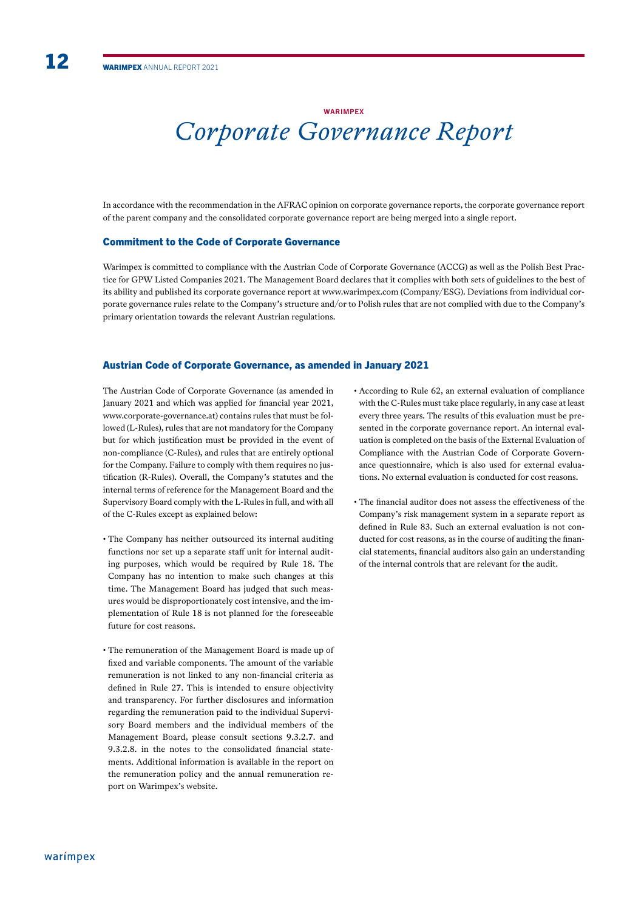WARIMPEX

# *Corporate Governance Report*

In accordance with the recommendation in the AFRAC opinion on corporate governance reports, the corporate governance report of the parent company and the consolidated corporate governance report are being merged into a single report.

## Commitment to the Code of Corporate Governance

Warimpex is committed to compliance with the Austrian Code of Corporate Governance (ACCG) as well as the Polish Best Practice for GPW Listed Companies 2021. The Management Board declares that it complies with both sets of guidelines to the best of its ability and published its corporate governance report at www.warimpex.com (Company/ESG). Deviations from individual corporate governance rules relate to the Company's structure and/or to Polish rules that are not complied with due to the Company's primary orientation towards the relevant Austrian regulations.

## Austrian Code of Corporate Governance, as amended in January 2021

The Austrian Code of Corporate Governance (as amended in January 2021 and which was applied for financial year 2021, www.corporate-governance.at) contains rules that must be followed (L-Rules), rules that are not mandatory for the Company but for which justification must be provided in the event of non-compliance (C-Rules), and rules that are entirely optional for the Company. Failure to comply with them requires no justification (R-Rules). Overall, the Company's statutes and the internal terms of reference for the Management Board and the Supervisory Board comply with the L-Rules in full, and with all of the C-Rules except as explained below:

- The Company has neither outsourced its internal auditing functions nor set up a separate staff unit for internal auditing purposes, which would be required by Rule 18. The Company has no intention to make such changes at this time. The Management Board has judged that such measures would be disproportionately cost intensive, and the implementation of Rule 18 is not planned for the foreseeable future for cost reasons.

- The remuneration of the Management Board is made up of fixed and variable components. The amount of the variable remuneration is not linked to any non-financial criteria as defined in Rule 27. This is intended to ensure objectivity and transparency. For further disclosures and information regarding the remuneration paid to the individual Supervisory Board members and the individual members of the Management Board, please consult sections 9.3.2.7. and 9.3.2.8. in the notes to the consolidated financial statements. Additional information is available in the report on the remuneration policy and the annual remuneration report on Warimpex's website.

- According to Rule 62, an external evaluation of compliance with the C-Rules must take place regularly, in any case at least every three years. The results of this evaluation must be presented in the corporate governance report. An internal evaluation is completed on the basis of the External Evaluation of Compliance with the Austrian Code of Corporate Governance questionnaire, which is also used for external evaluations. No external evaluation is conducted for cost reasons.

- The financial auditor does not assess the effectiveness of the Company's risk management system in a separate report as defined in Rule 83. Such an external evaluation is not conducted for cost reasons, as in the course of auditing the financial statements, financial auditors also gain an understanding of the internal controls that are relevant for the audit.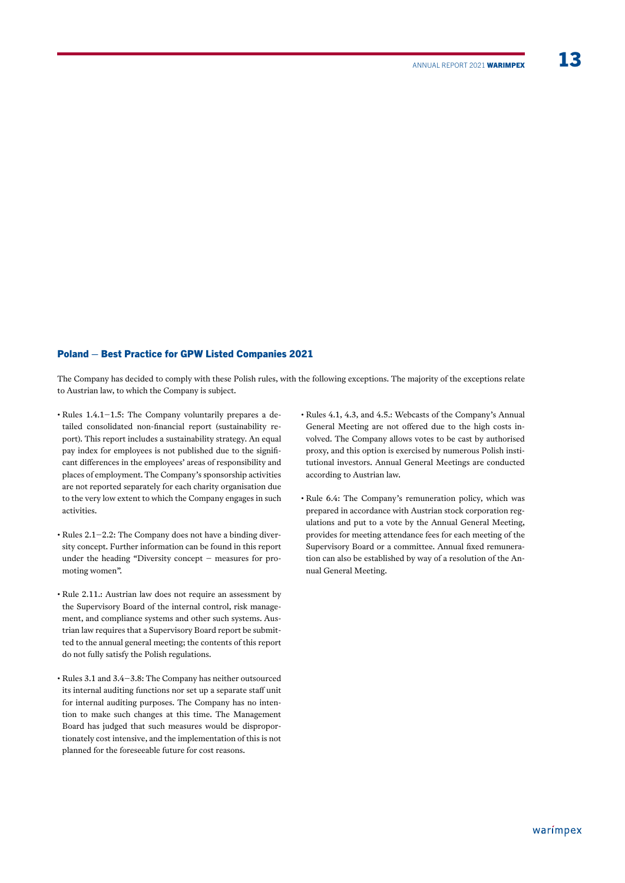## Poland – Best Practice for GPW Listed Companies 2021

The Company has decided to comply with these Polish rules, with the following exceptions. The majority of the exceptions relate to Austrian law, to which the Company is subject.

- Rules 1.4.1–1.5: The Company voluntarily prepares a detailed consolidated non-financial report (sustainability report). This report includes a sustainability strategy. An equal pay index for employees is not published due to the significant differences in the employees' areas of responsibility and places of employment. The Company's sponsorship activities are not reported separately for each charity organisation due to the very low extent to which the Company engages in such activities.

- Rules 2.1–2.2: The Company does not have a binding diversity concept. Further information can be found in this report under the heading "Diversity concept – measures for promoting women".

- Rule 2.11.: Austrian law does not require an assessment by the Supervisory Board of the internal control, risk management, and compliance systems and other such systems. Austrian law requires that a Supervisory Board report be submitted to the annual general meeting; the contents of this report do not fully satisfy the Polish regulations.

- Rules 3.1 and 3.4–3.8: The Company has neither outsourced its internal auditing functions nor set up a separate staff unit for internal auditing purposes. The Company has no intention to make such changes at this time. The Management Board has judged that such measures would be disproportionately cost intensive, and the implementation of this is not planned for the foreseeable future for cost reasons.

- Rules 4.1, 4.3, and 4.5.: Webcasts of the Company's Annual General Meeting are not offered due to the high costs involved. The Company allows votes to be cast by authorised proxy, and this option is exercised by numerous Polish institutional investors. Annual General Meetings are conducted according to Austrian law.

- Rule 6.4: The Company's remuneration policy, which was prepared in accordance with Austrian stock corporation regulations and put to a vote by the Annual General Meeting, provides for meeting attendance fees for each meeting of the Supervisory Board or a committee. Annual fixed remuneration can also be established by way of a resolution of the Annual General Meeting.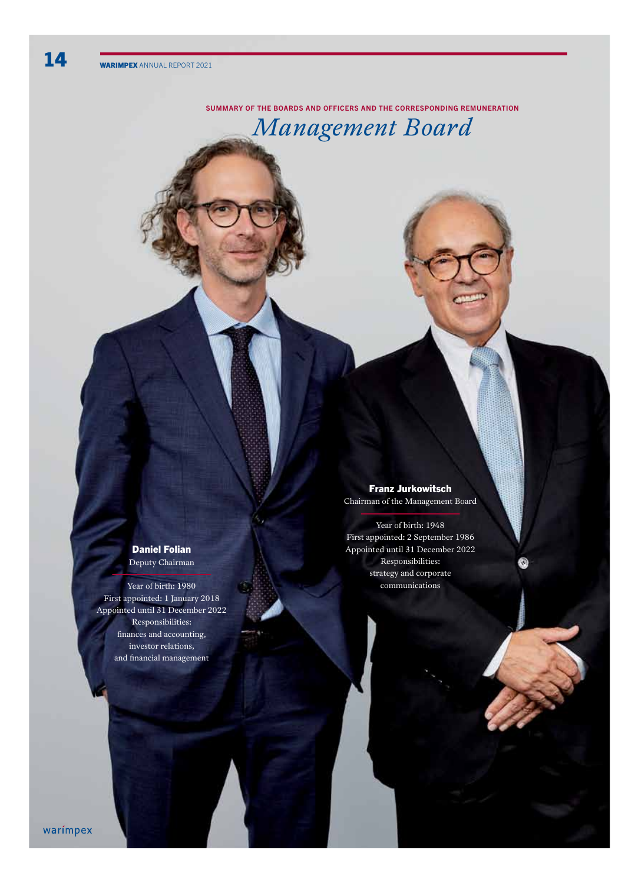SUMMARY OF THE BOARDS AND OFFICERS AND THE CORRESPONDING REMUNERATION

# *Management Board*

**Franz Jurkowitsch**
Chairman of the Management Board

Year of birth: 1948
First appointed: 2 September 1986
Appointed until 31 December 2022
Responsibilities:
strategy and corporate communications

**Daniel Folian**
Deputy Chairman

Year of birth: 1980
First appointed: 1 January 2018
Appointed until 31 December 2022
Responsibilities:
finances and accounting,
investor relations,
and financial management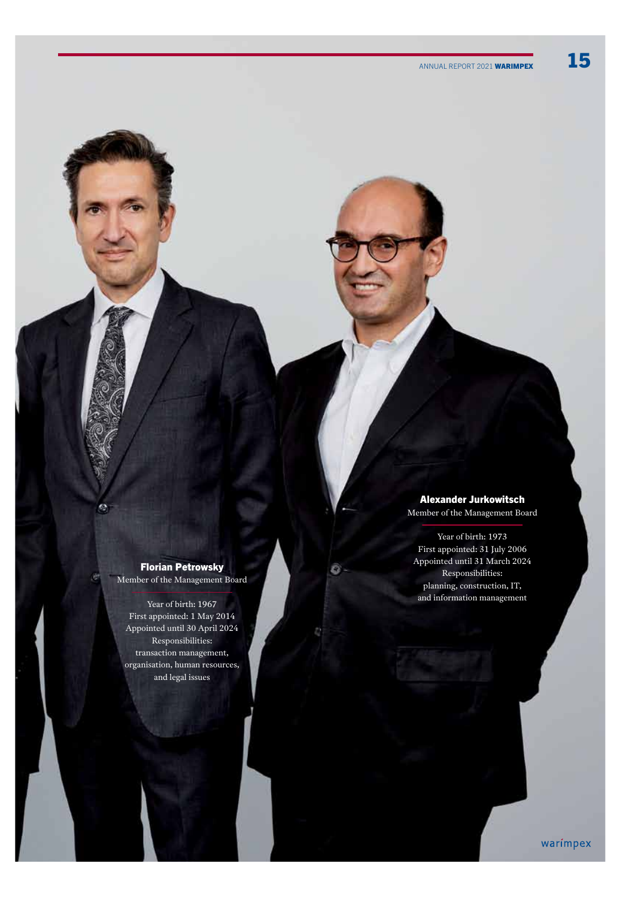**Florian Petrowsky**
Member of the Management Board

Year of birth: 1967
First appointed: 1 May 2014
Appointed until 30 April 2024
Responsibilities:
transaction management,
organisation, human resources,
and legal issues

**Alexander Jurkowitsch**
Member of the Management Board

Year of birth: 1973
First appointed: 31 July 2006
Appointed until 31 March 2024
Responsibilities:
planning, construction, IT,
and information management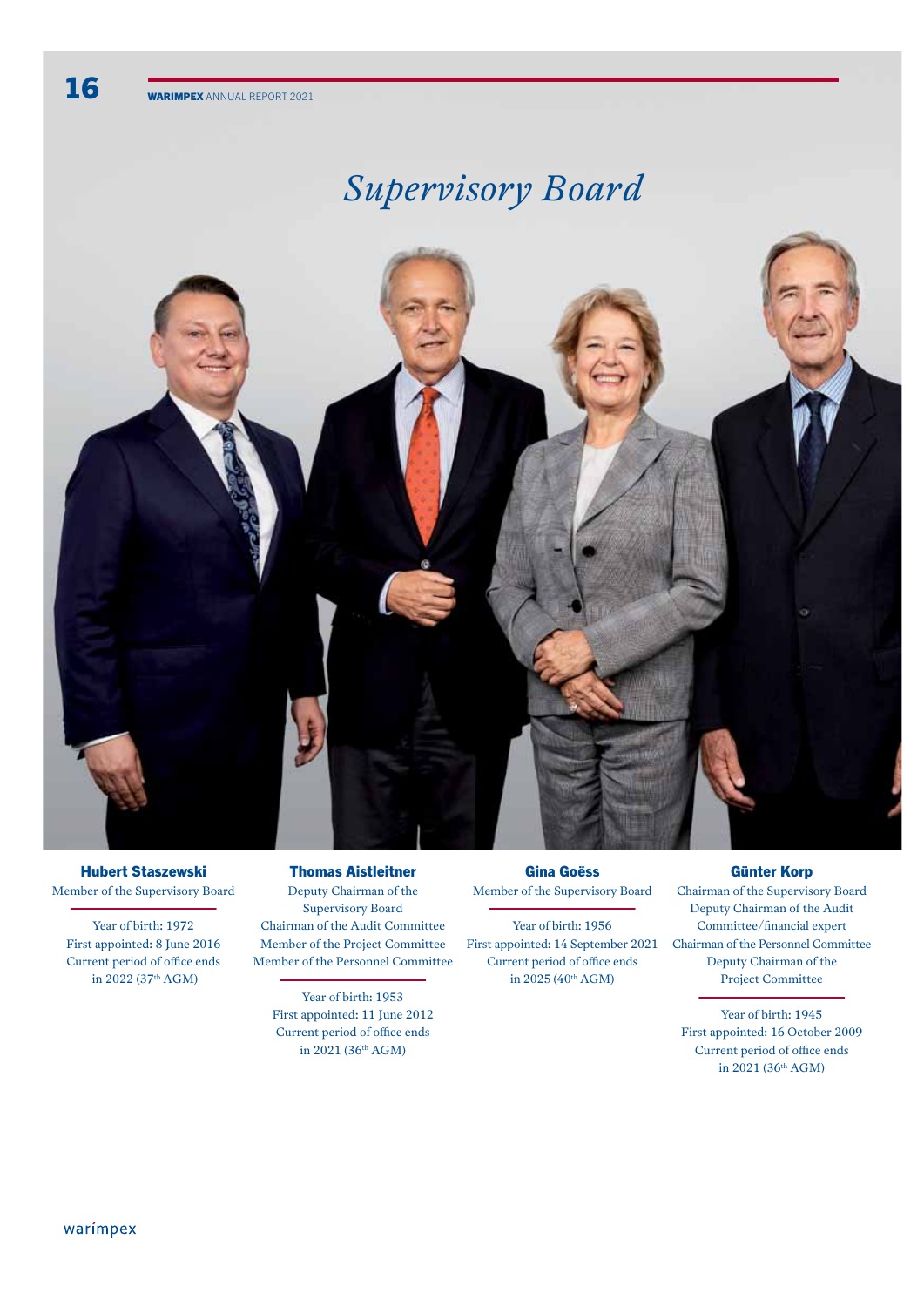# Supervisory Board

**Hubert Staszewski**
Member of the Supervisory Board

Year of birth: 1972
First appointed: 8 June 2016
Current period of office ends in 2022 (37th AGM)

**Thomas Aistleitner**
Deputy Chairman of the Supervisory Board
Chairman of the Audit Committee
Member of the Project Committee
Member of the Personnel Committee

Year of birth: 1953
First appointed: 11 June 2012
Current period of office ends in 2021 (36th AGM)

**Gina Goëss**
Member of the Supervisory Board

Year of birth: 1956
First appointed: 14 September 2021
Current period of office ends in 2025 (40th AGM)

**Günter Korp**
Chairman of the Supervisory Board
Deputy Chairman of the Audit Committee/financial expert
Chairman of the Personnel Committee
Deputy Chairman of the Project Committee

Year of birth: 1945
First appointed: 16 October 2009
Current period of office ends in 2021 (36th AGM)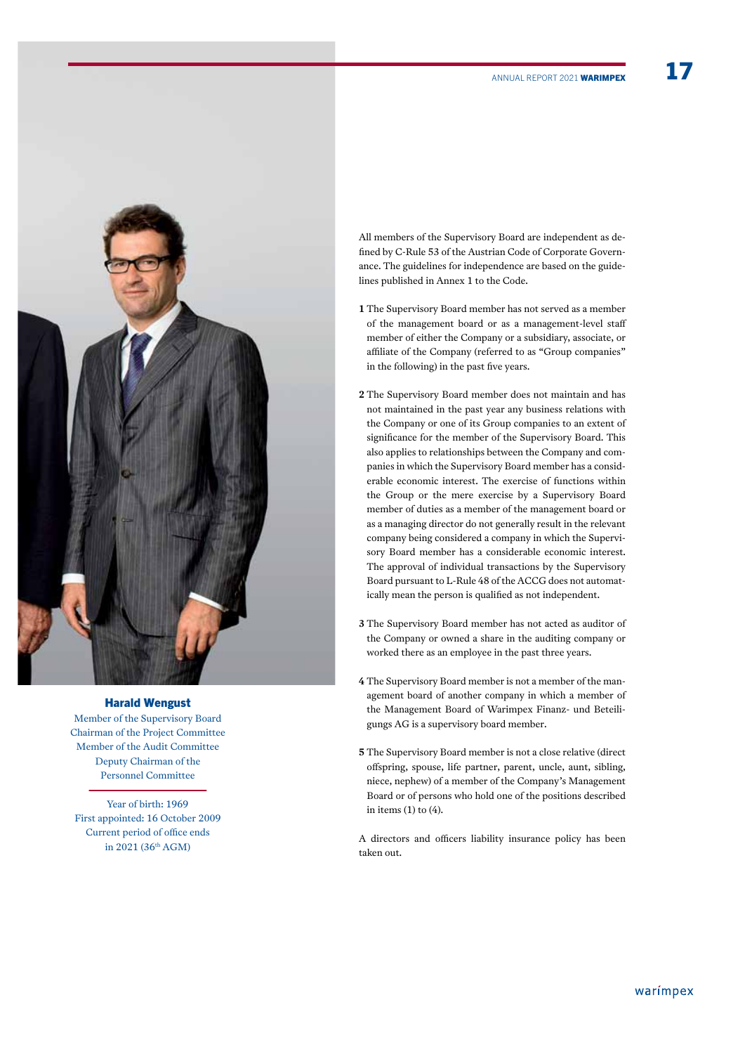**Harald Wengust**

Member of the Supervisory Board
Chairman of the Project Committee
Member of the Audit Committee
Deputy Chairman of the Personnel Committee

Year of birth: 1969
First appointed: 16 October 2009
Current period of office ends in 2021 (36th AGM)

All members of the Supervisory Board are independent as defined by C-Rule 53 of the Austrian Code of Corporate Governance. The guidelines for independence are based on the guidelines published in Annex 1 to the Code.

**1** The Supervisory Board member has not served as a member of the management board or as a management-level staff member of either the Company or a subsidiary, associate, or affiliate of the Company (referred to as "Group companies" in the following) in the past five years.

**2** The Supervisory Board member does not maintain and has not maintained in the past year any business relations with the Company or one of its Group companies to an extent of significance for the member of the Supervisory Board. This also applies to relationships between the Company and companies in which the Supervisory Board member has a considerable economic interest. The exercise of functions within the Group or the mere exercise by a Supervisory Board member of duties as a member of the management board or as a managing director do not generally result in the relevant company being considered a company in which the Supervisory Board member has a considerable economic interest. The approval of individual transactions by the Supervisory Board pursuant to L-Rule 48 of the ACCG does not automatically mean the person is qualified as not independent.

**3** The Supervisory Board member has not acted as auditor of the Company or owned a share in the auditing company or worked there as an employee in the past three years.

**4** The Supervisory Board member is not a member of the management board of another company in which a member of the Management Board of Warimpex Finanz- und Beteiligungs AG is a supervisory board member.

**5** The Supervisory Board member is not a close relative (direct offspring, spouse, life partner, parent, uncle, aunt, sibling, niece, nephew) of a member of the Company's Management Board or of persons who hold one of the positions described in items (1) to (4).

A directors and officers liability insurance policy has been taken out.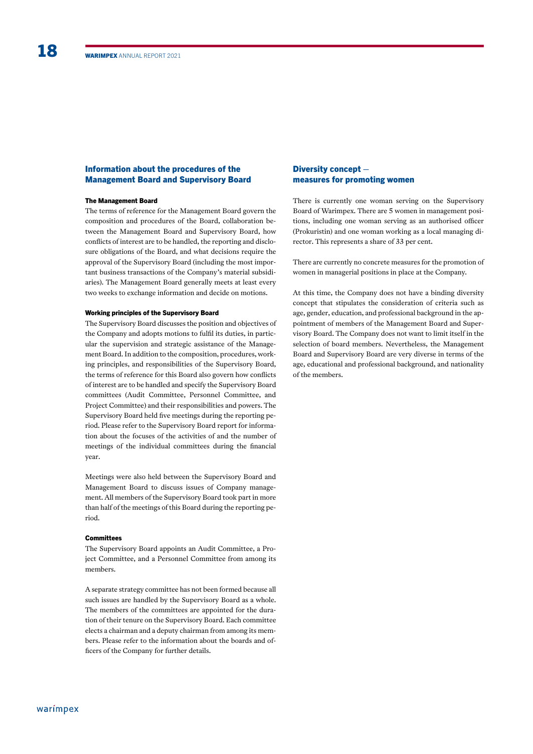## Information about the procedures of the Management Board and Supervisory Board

### The Management Board

The terms of reference for the Management Board govern the composition and procedures of the Board, collaboration between the Management Board and Supervisory Board, how conflicts of interest are to be handled, the reporting and disclosure obligations of the Board, and what decisions require the approval of the Supervisory Board (including the most important business transactions of the Company's material subsidiaries). The Management Board generally meets at least every two weeks to exchange information and decide on motions.

### Working principles of the Supervisory Board

The Supervisory Board discusses the position and objectives of the Company and adopts motions to fulfil its duties, in particular the supervision and strategic assistance of the Management Board. In addition to the composition, procedures, working principles, and responsibilities of the Supervisory Board, the terms of reference for this Board also govern how conflicts of interest are to be handled and specify the Supervisory Board committees (Audit Committee, Personnel Committee, and Project Committee) and their responsibilities and powers. The Supervisory Board held five meetings during the reporting period. Please refer to the Supervisory Board report for information about the focuses of the activities of and the number of meetings of the individual committees during the financial year.

Meetings were also held between the Supervisory Board and Management Board to discuss issues of Company management. All members of the Supervisory Board took part in more than half of the meetings of this Board during the reporting period.

### Committees

The Supervisory Board appoints an Audit Committee, a Project Committee, and a Personnel Committee from among its members.

A separate strategy committee has not been formed because all such issues are handled by the Supervisory Board as a whole. The members of the committees are appointed for the duration of their tenure on the Supervisory Board. Each committee elects a chairman and a deputy chairman from among its members. Please refer to the information about the boards and officers of the Company for further details.

## Diversity concept – measures for promoting women

There is currently one woman serving on the Supervisory Board of Warimpex. There are 5 women in management positions, including one woman serving as an authorised officer (Prokuristin) and one woman working as a local managing director. This represents a share of 33 per cent.

There are currently no concrete measures for the promotion of women in managerial positions in place at the Company.

At this time, the Company does not have a binding diversity concept that stipulates the consideration of criteria such as age, gender, education, and professional background in the appointment of members of the Management Board and Supervisory Board. The Company does not want to limit itself in the selection of board members. Nevertheless, the Management Board and Supervisory Board are very diverse in terms of the age, educational and professional background, and nationality of the members.